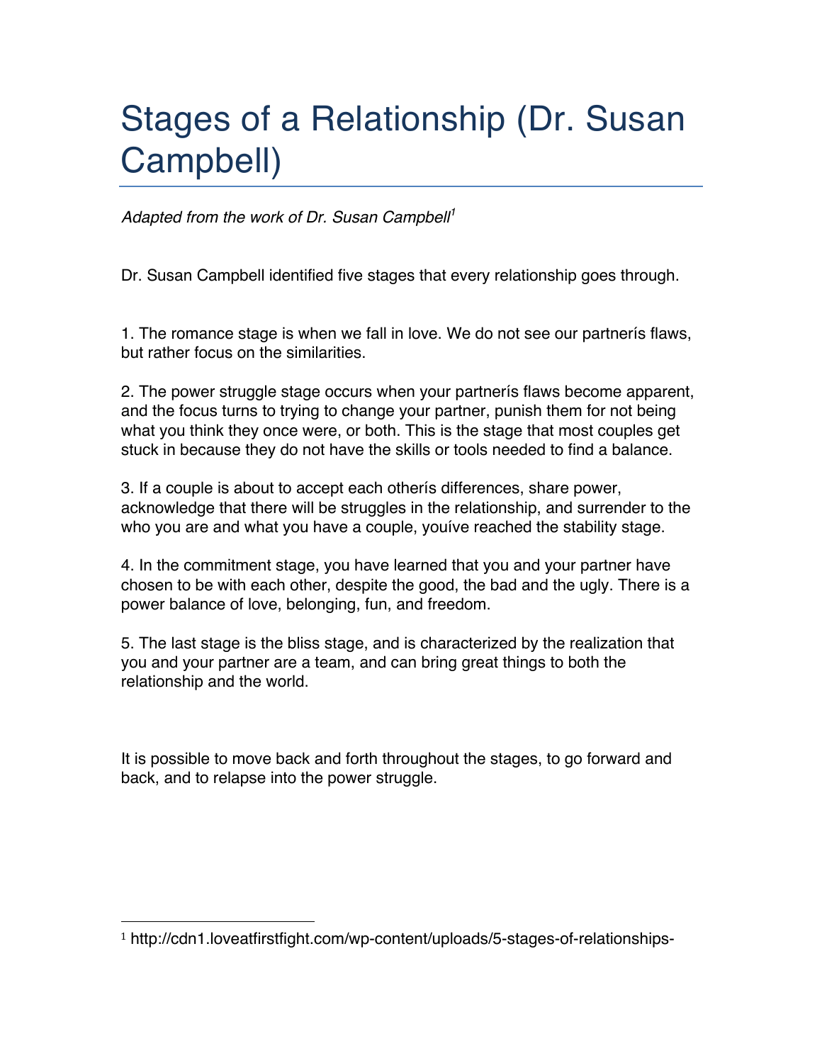# Stages of a Relationship (Dr. Susan Campbell)

*Adapted from the work of Dr. Susan Campbell*[1]

Dr. Susan Campbell identified five stages that every relationship goes through.

1. The romance stage is when we fall in love. We do not see our partnerís flaws, but rather focus on the similarities.

2. The power struggle stage occurs when your partnerís flaws become apparent, and the focus turns to trying to change your partner, punish them for not being what you think they once were, or both. This is the stage that most couples get stuck in because they do not have the skills or tools needed to find a balance.

3. If a couple is about to accept each otherís differences, share power, acknowledge that there will be struggles in the relationship, and surrender to the who you are and what you have a couple, youíve reached the stability stage.

4. In the commitment stage, you have learned that you and your partner have chosen to be with each other, despite the good, the bad and the ugly. There is a power balance of love, belonging, fun, and freedom.

5. The last stage is the bliss stage, and is characterized by the realization that you and your partner are a team, and can bring great things to both the relationship and the world.

It is possible to move back and forth throughout the stages, to go forward and back, and to relapse into the power struggle.

[1] http://cdn1.loveatfirstfight.com/wp-content/uploads/5-stages-of-relationships-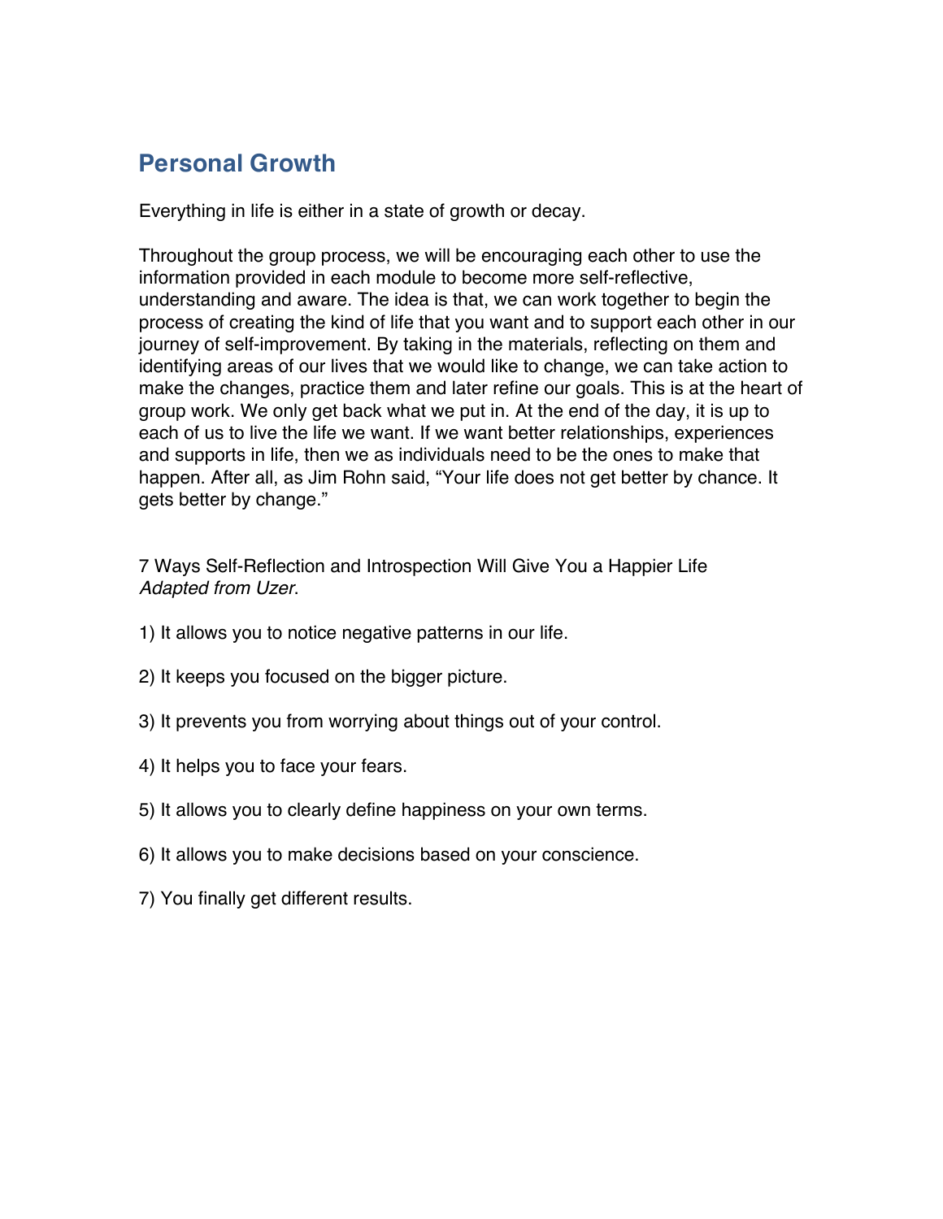## Personal Growth

Everything in life is either in a state of growth or decay.

Throughout the group process, we will be encouraging each other to use the information provided in each module to become more self-reflective, understanding and aware. The idea is that, we can work together to begin the process of creating the kind of life that you want and to support each other in our journey of self-improvement. By taking in the materials, reflecting on them and identifying areas of our lives that we would like to change, we can take action to make the changes, practice them and later refine our goals. This is at the heart of group work. We only get back what we put in. At the end of the day, it is up to each of us to live the life we want. If we want better relationships, experiences and supports in life, then we as individuals need to be the ones to make that happen. After all, as Jim Rohn said, "Your life does not get better by chance. It gets better by change."

7 Ways Self-Reflection and Introspection Will Give You a Happier Life
*Adapted from Uzer.*

1) It allows you to notice negative patterns in our life.

2) It keeps you focused on the bigger picture.

3) It prevents you from worrying about things out of your control.

4) It helps you to face your fears.

5) It allows you to clearly define happiness on your own terms.

6) It allows you to make decisions based on your conscience.

7) You finally get different results.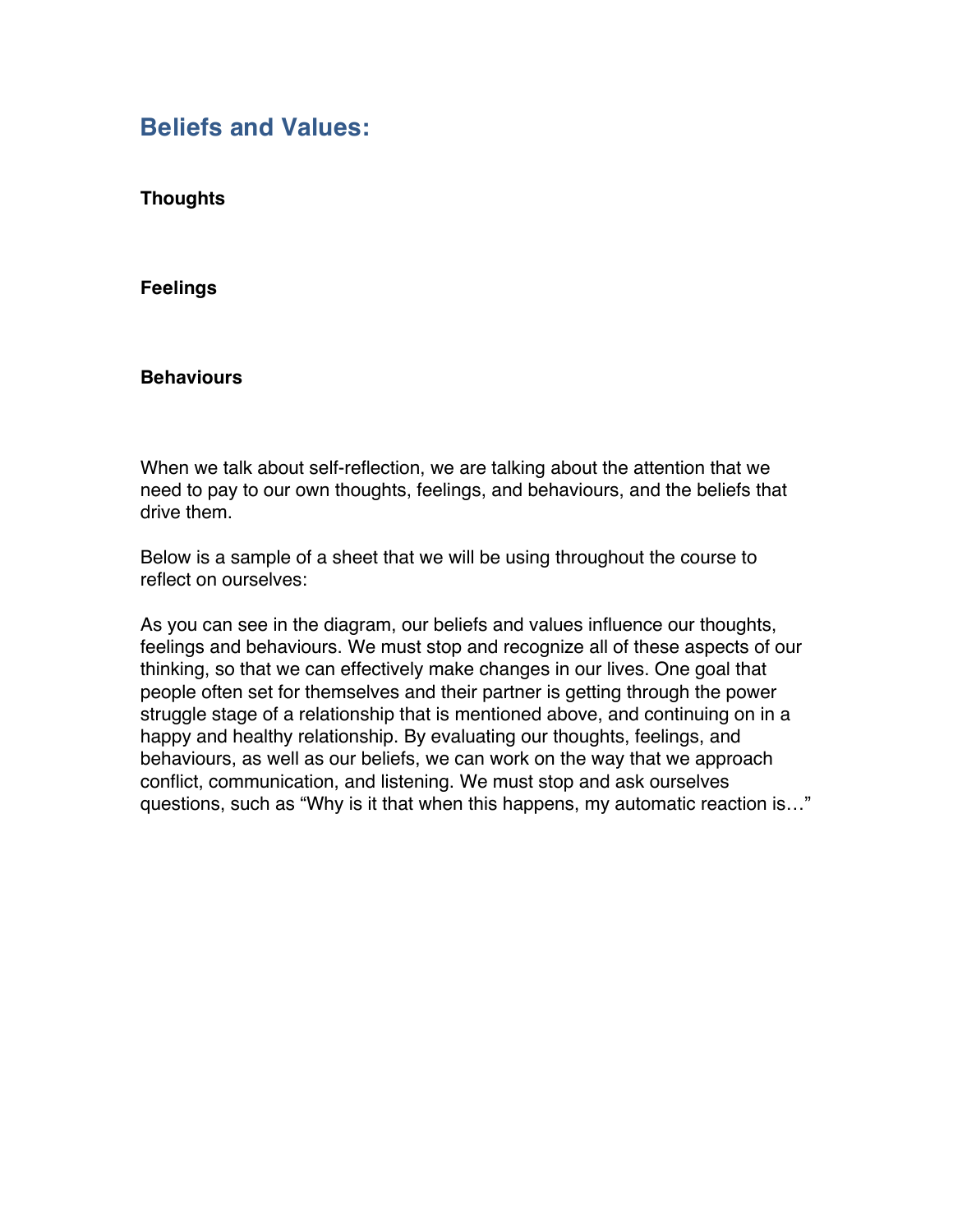## Beliefs and Values:

**Thoughts**

**Feelings**

**Behaviours**

When we talk about self-reflection, we are talking about the attention that we need to pay to our own thoughts, feelings, and behaviours, and the beliefs that drive them.

Below is a sample of a sheet that we will be using throughout the course to reflect on ourselves:

As you can see in the diagram, our beliefs and values influence our thoughts, feelings and behaviours. We must stop and recognize all of these aspects of our thinking, so that we can effectively make changes in our lives. One goal that people often set for themselves and their partner is getting through the power struggle stage of a relationship that is mentioned above, and continuing on in a happy and healthy relationship. By evaluating our thoughts, feelings, and behaviours, as well as our beliefs, we can work on the way that we approach conflict, communication, and listening. We must stop and ask ourselves questions, such as "Why is it that when this happens, my automatic reaction is…"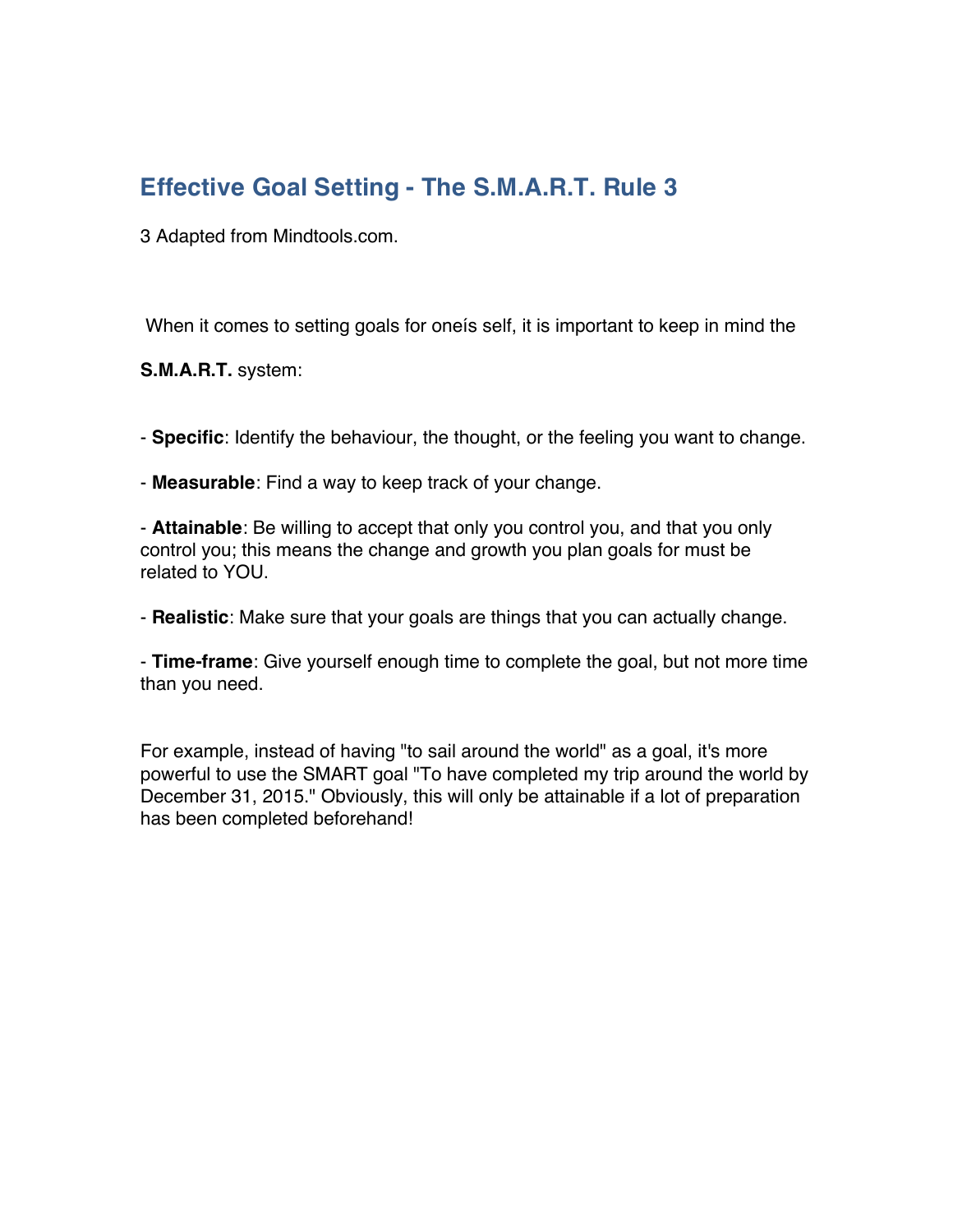## Effective Goal Setting - The S.M.A.R.T. Rule [3]

[3] Adapted from Mindtools.com.

When it comes to setting goals for oneís self, it is important to keep in mind the **S.M.A.R.T.** system:

- **Specific**: Identify the behaviour, the thought, or the feeling you want to change.
- **Measurable**: Find a way to keep track of your change.
- **Attainable**: Be willing to accept that only you control you, and that you only control you; this means the change and growth you plan goals for must be related to YOU.
- **Realistic**: Make sure that your goals are things that you can actually change.
- **Time-frame**: Give yourself enough time to complete the goal, but not more time than you need.

For example, instead of having "to sail around the world" as a goal, it's more powerful to use the SMART goal "To have completed my trip around the world by December 31, 2015." Obviously, this will only be attainable if a lot of preparation has been completed beforehand!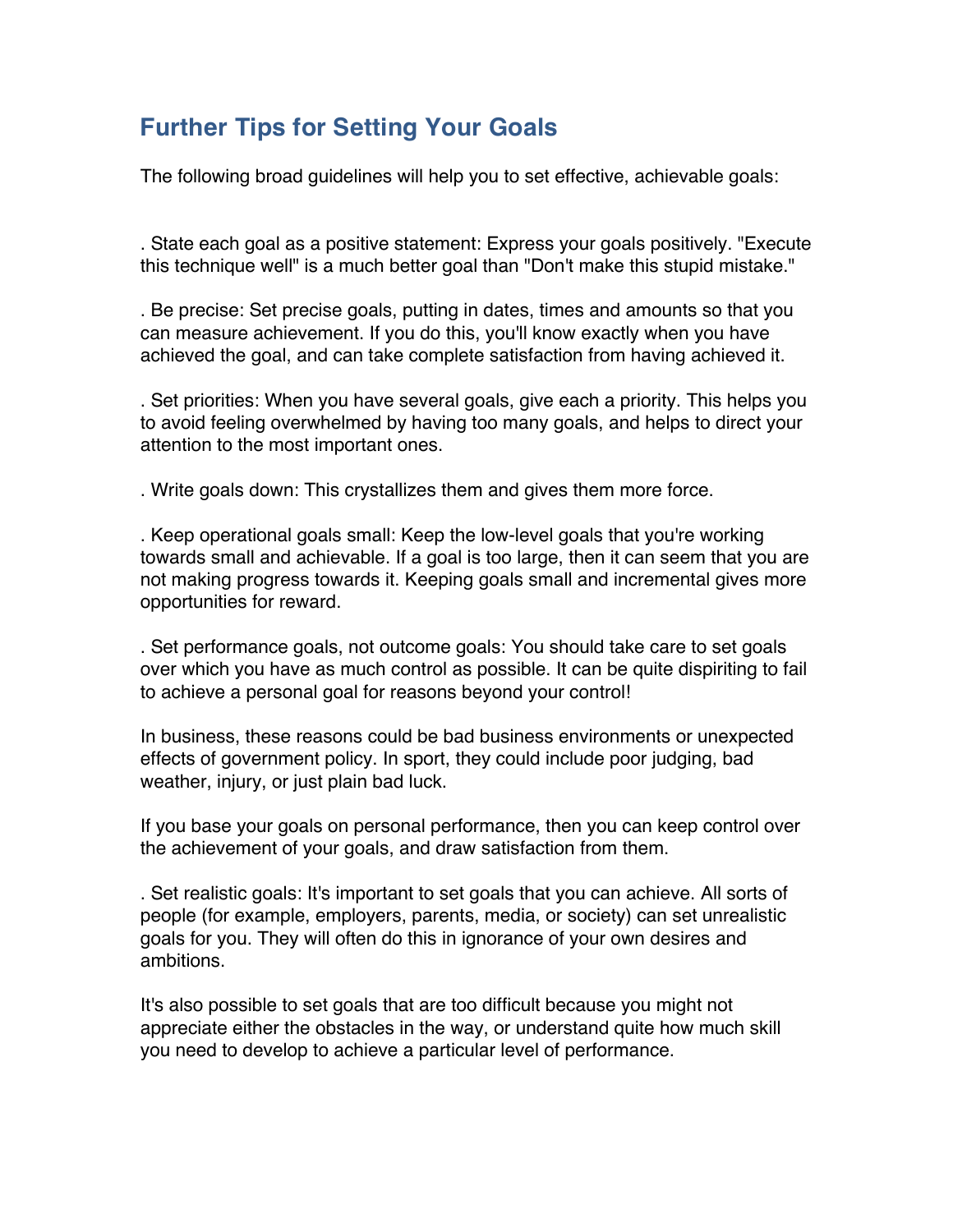## Further Tips for Setting Your Goals

The following broad guidelines will help you to set effective, achievable goals:

- State each goal as a positive statement: Express your goals positively. "Execute this technique well" is a much better goal than "Don't make this stupid mistake."

- Be precise: Set precise goals, putting in dates, times and amounts so that you can measure achievement. If you do this, you'll know exactly when you have achieved the goal, and can take complete satisfaction from having achieved it.

- Set priorities: When you have several goals, give each a priority. This helps you to avoid feeling overwhelmed by having too many goals, and helps to direct your attention to the most important ones.

- Write goals down: This crystallizes them and gives them more force.

- Keep operational goals small: Keep the low-level goals that you're working towards small and achievable. If a goal is too large, then it can seem that you are not making progress towards it. Keeping goals small and incremental gives more opportunities for reward.

- Set performance goals, not outcome goals: You should take care to set goals over which you have as much control as possible. It can be quite dispiriting to fail to achieve a personal goal for reasons beyond your control!

  In business, these reasons could be bad business environments or unexpected effects of government policy. In sport, they could include poor judging, bad weather, injury, or just plain bad luck.

  If you base your goals on personal performance, then you can keep control over the achievement of your goals, and draw satisfaction from them.

- Set realistic goals: It's important to set goals that you can achieve. All sorts of people (for example, employers, parents, media, or society) can set unrealistic goals for you. They will often do this in ignorance of your own desires and ambitions.

  It's also possible to set goals that are too difficult because you might not appreciate either the obstacles in the way, or understand quite how much skill you need to develop to achieve a particular level of performance.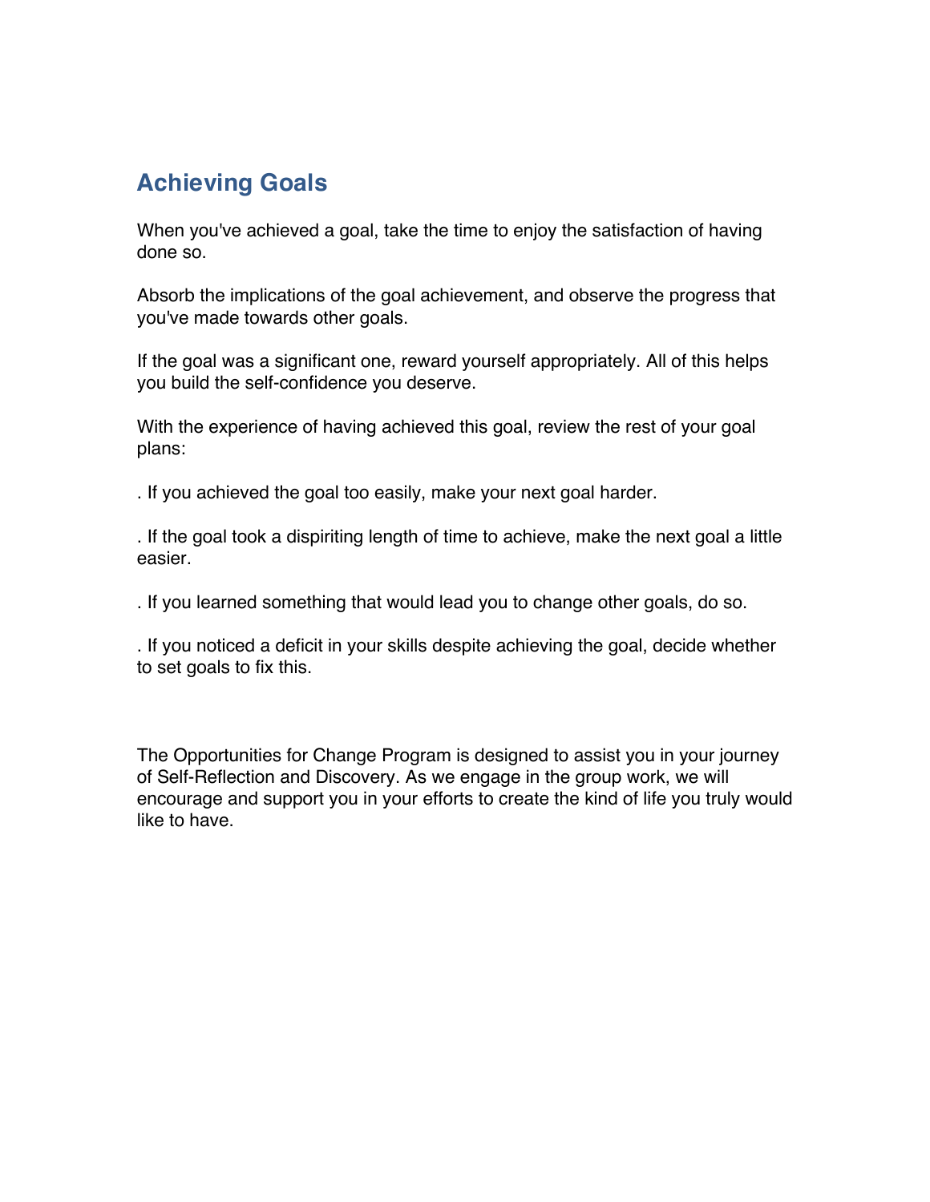## Achieving Goals

When you've achieved a goal, take the time to enjoy the satisfaction of having done so.

Absorb the implications of the goal achievement, and observe the progress that you've made towards other goals.

If the goal was a significant one, reward yourself appropriately. All of this helps you build the self-confidence you deserve.

With the experience of having achieved this goal, review the rest of your goal plans:

. If you achieved the goal too easily, make your next goal harder.

. If the goal took a dispiriting length of time to achieve, make the next goal a little easier.

. If you learned something that would lead you to change other goals, do so.

. If you noticed a deficit in your skills despite achieving the goal, decide whether to set goals to fix this.

The Opportunities for Change Program is designed to assist you in your journey of Self-Reflection and Discovery. As we engage in the group work, we will encourage and support you in your efforts to create the kind of life you truly would like to have.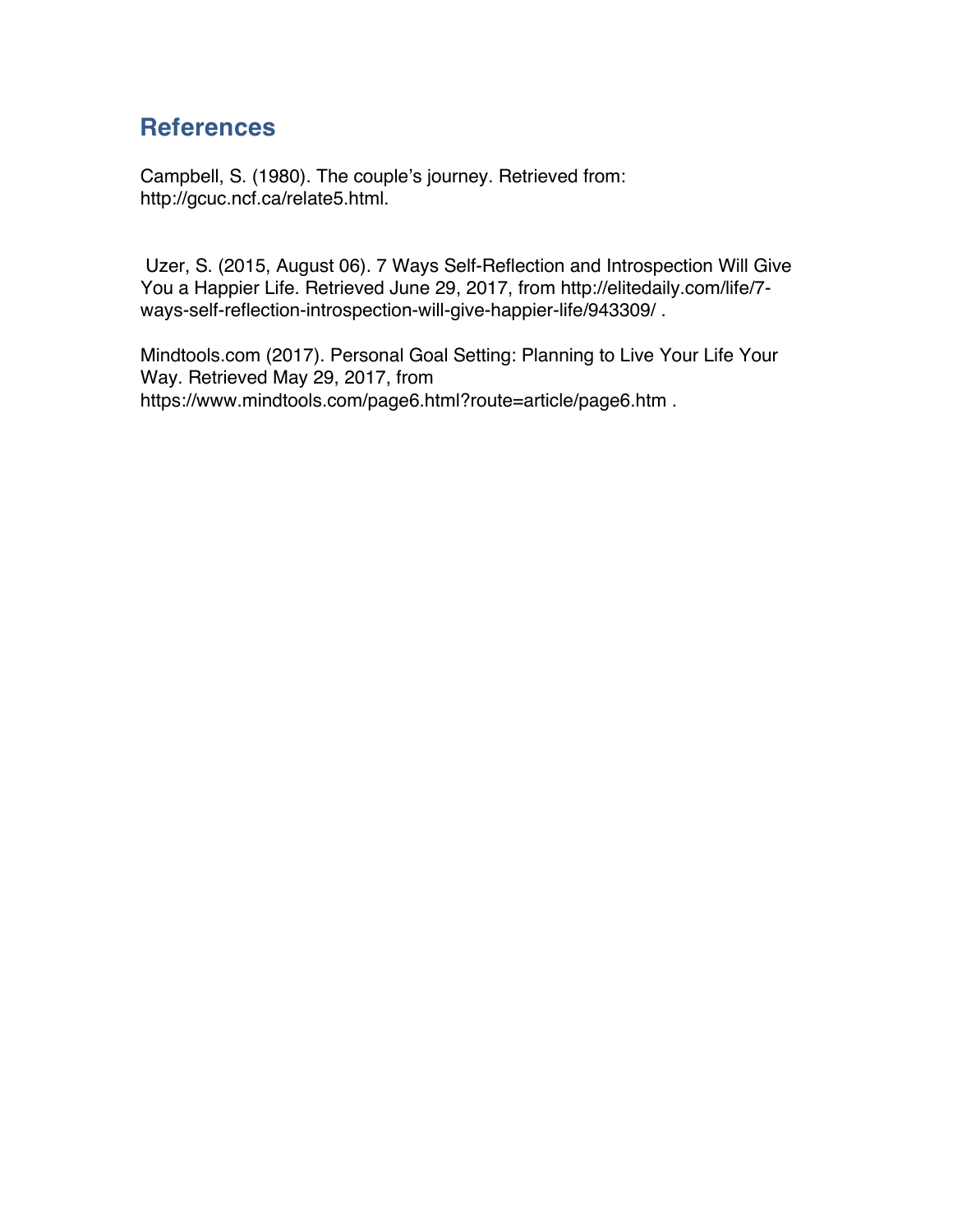## References

Campbell, S. (1980). The couple's journey. Retrieved from: http://gcuc.ncf.ca/relate5.html.

Uzer, S. (2015, August 06). 7 Ways Self-Reflection and Introspection Will Give You a Happier Life. Retrieved June 29, 2017, from http://elitedaily.com/life/7-ways-self-reflection-introspection-will-give-happier-life/943309/ .

Mindtools.com (2017). Personal Goal Setting: Planning to Live Your Life Your Way. Retrieved May 29, 2017, from https://www.mindtools.com/page6.html?route=article/page6.htm .